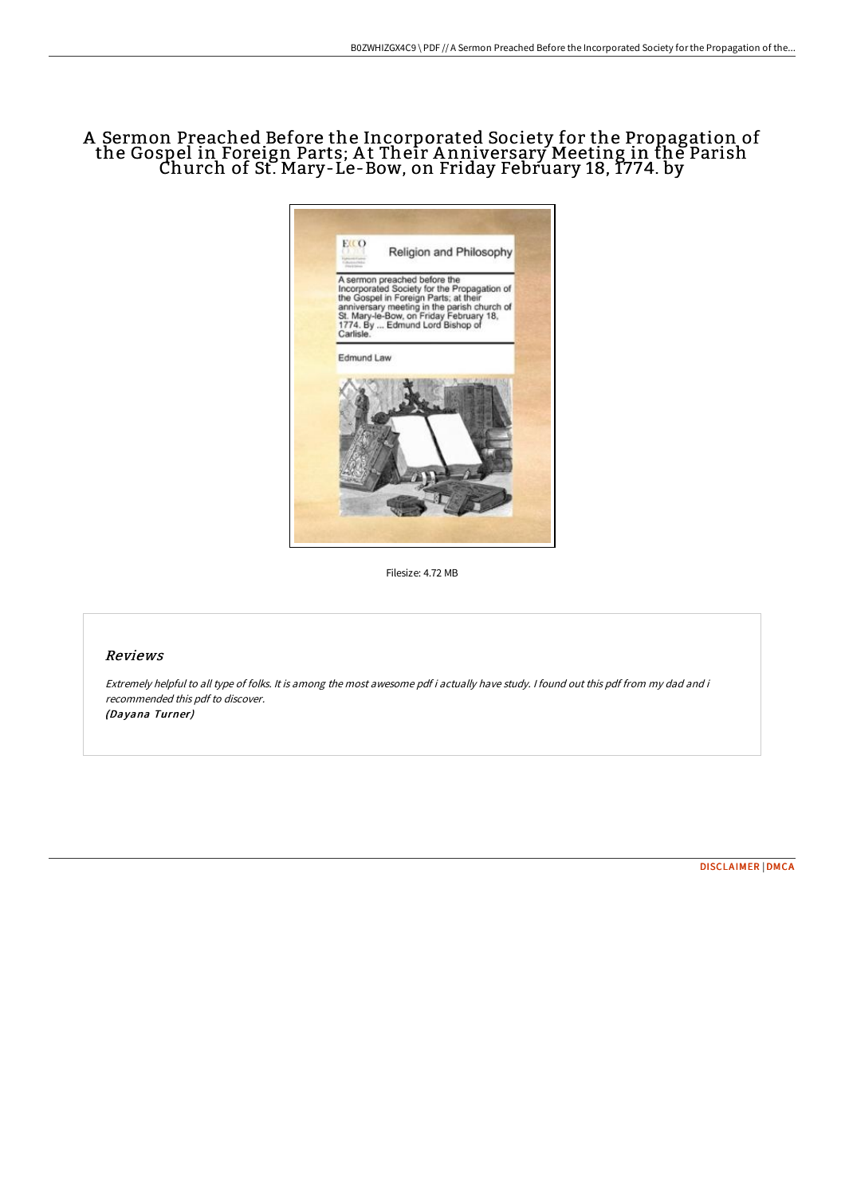# A Sermon Preached Before the Incorporated Society for the Propagation of the Gospel in Foreign Parts; At Their Anniversary Meeting in the Parish Church of St. Mary-Le-Bow, on Friday February 18, 1774. by

Filesize: 4.72 MB

## Reviews

*Extremely helpful to all type of folks. It is among the most awesome pdf i actually have study. I found out this pdf from my dad and i recommended this pdf to discover.*
*(Dayana Turner)*

[DISCLAIMER](#) | [DMCA](#)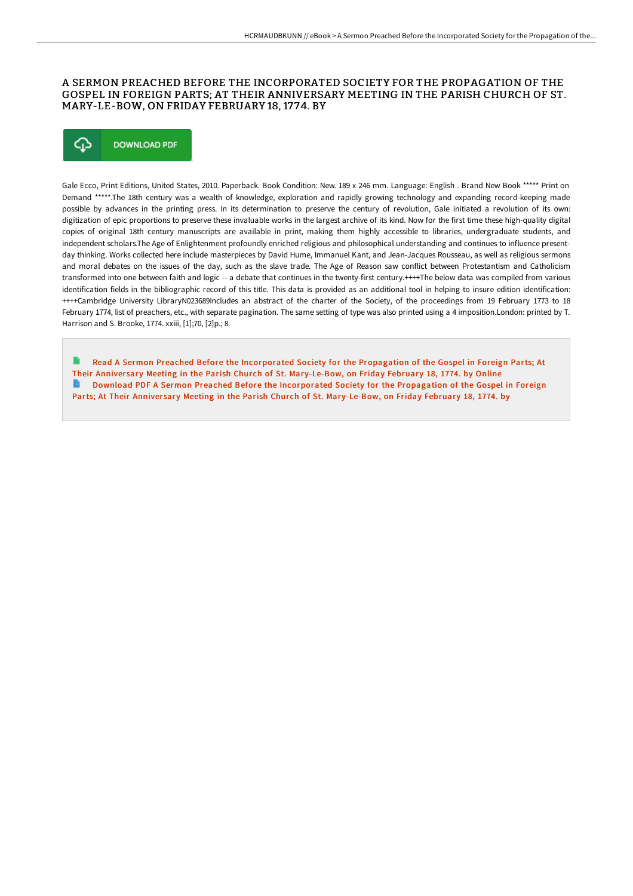# A SERMON PREACHED BEFORE THE INCORPORATED SOCIETY FOR THE PROPAGATION OF THE GOSPEL IN FOREIGN PARTS; AT THEIR ANNIVERSARY MEETING IN THE PARISH CHURCH OF ST. MARY-LE-BOW, ON FRIDAY FEBRUARY 18, 1774. BY

DOWNLOAD PDF

Gale Ecco, Print Editions, United States, 2010. Paperback. Book Condition: New. 189 x 246 mm. Language: English . Brand New Book ***** Print on Demand *****.The 18th century was a wealth of knowledge, exploration and rapidly growing technology and expanding record-keeping made possible by advances in the printing press. In its determination to preserve the century of revolution, Gale initiated a revolution of its own: digitization of epic proportions to preserve these invaluable works in the largest archive of its kind. Now for the first time these high-quality digital copies of original 18th century manuscripts are available in print, making them highly accessible to libraries, undergraduate students, and independent scholars.The Age of Enlightenment profoundly enriched religious and philosophical understanding and continues to influence present-day thinking. Works collected here include masterpieces by David Hume, Immanuel Kant, and Jean-Jacques Rousseau, as well as religious sermons and moral debates on the issues of the day, such as the slave trade. The Age of Reason saw conflict between Protestantism and Catholicism transformed into one between faith and logic -- a debate that continues in the twenty-first century.++++The below data was compiled from various identification fields in the bibliographic record of this title. This data is provided as an additional tool in helping to insure edition identification: ++++Cambridge University LibraryN023689Includes an abstract of the charter of the Society, of the proceedings from 19 February 1773 to 18 February 1774, list of preachers, etc., with separate pagination. The same setting of type was also printed using a 4 imposition.London: printed by T. Harrison and S. Brooke, 1774. xxiii, [1];70, [2]p.; 8.

Read A Sermon Preached Before the Incorporated Society for the Propagation of the Gospel in Foreign Parts; At Their Anniversary Meeting in the Parish Church of St. Mary-Le-Bow, on Friday February 18, 1774. by Online

Download PDF A Sermon Preached Before the Incorporated Society for the Propagation of the Gospel in Foreign Parts; At Their Anniversary Meeting in the Parish Church of St. Mary-Le-Bow, on Friday February 18, 1774. by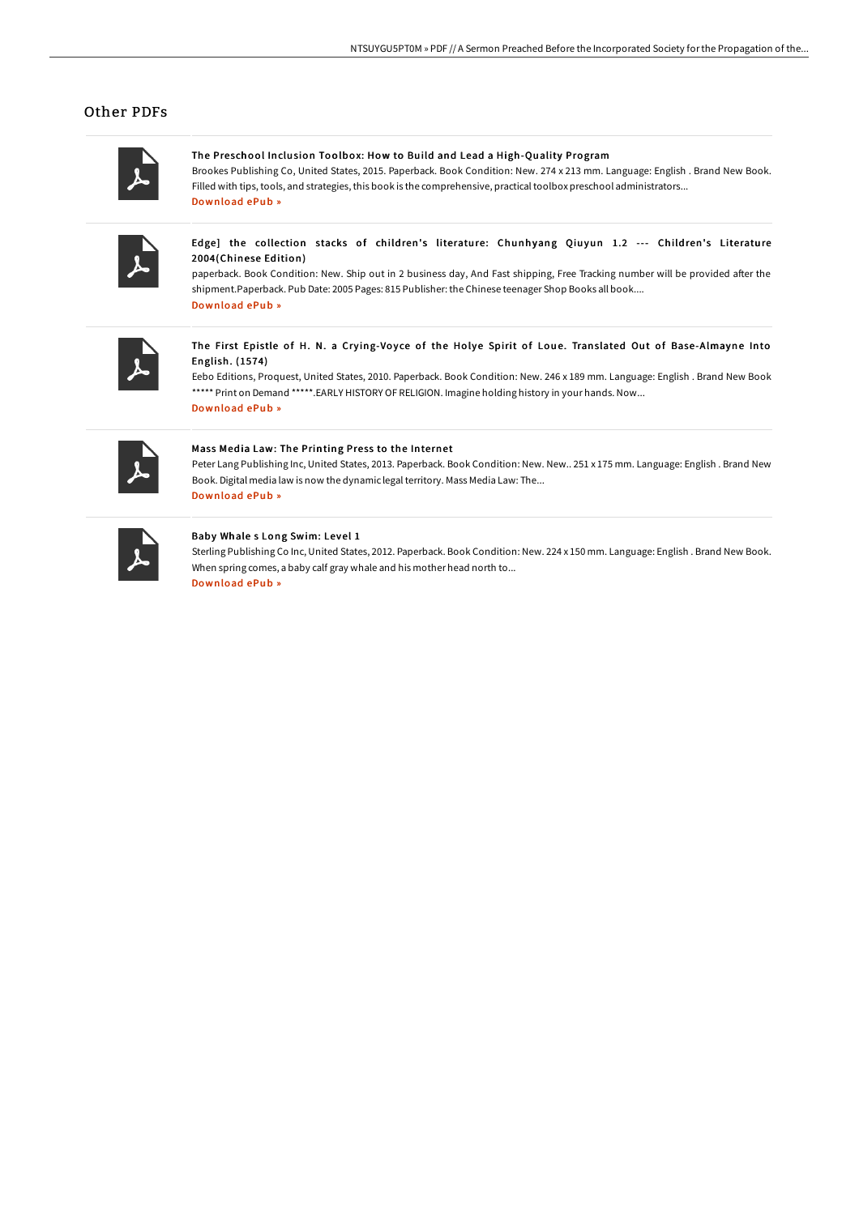## Other PDFs

### The Preschool Inclusion Toolbox: How to Build and Lead a High-Quality Program

Brookes Publishing Co, United States, 2015. Paperback. Book Condition: New. 274 x 213 mm. Language: English . Brand New Book. Filled with tips, tools, and strategies, this book is the comprehensive, practical toolbox preschool administrators...

Download ePub »

### Edge] the collection stacks of children's literature: Chunhyang Qiuyun 1.2 --- Children's Literature 2004(Chinese Edition)

paperback. Book Condition: New. Ship out in 2 business day, And Fast shipping, Free Tracking number will be provided after the shipment.Paperback. Pub Date: 2005 Pages: 815 Publisher: the Chinese teenager Shop Books all book....

Download ePub »

### The First Epistle of H. N. a Crying-Voyce of the Holye Spirit of Loue. Translated Out of Base-Almayne Into English. (1574)

Eebo Editions, Proquest, United States, 2010. Paperback. Book Condition: New. 246 x 189 mm. Language: English . Brand New Book ***** Print on Demand *****.EARLY HISTORY OF RELIGION. Imagine holding history in your hands. Now...

Download ePub »

### Mass Media Law: The Printing Press to the Internet

Peter Lang Publishing Inc, United States, 2013. Paperback. Book Condition: New. New.. 251 x 175 mm. Language: English . Brand New Book. Digital media law is now the dynamic legal territory. Mass Media Law: The...

Download ePub »

### Baby Whale s Long Swim: Level 1

Sterling Publishing Co Inc, United States, 2012. Paperback. Book Condition: New. 224 x 150 mm. Language: English . Brand New Book. When spring comes, a baby calf gray whale and his mother head north to...

Download ePub »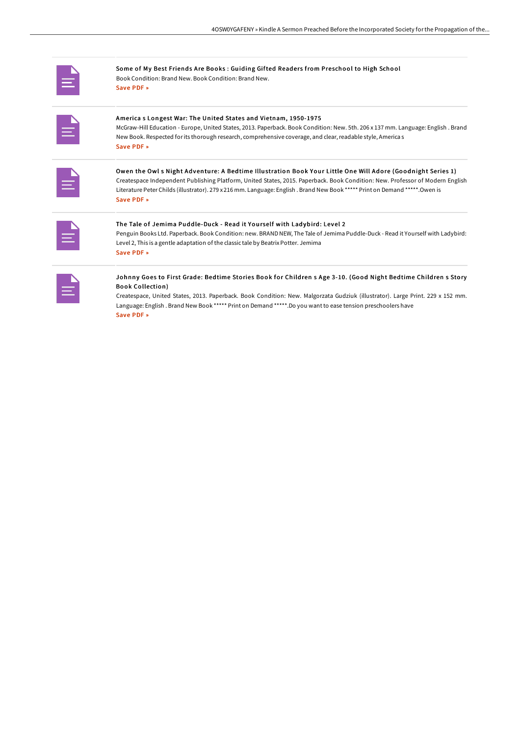Some of My Best Friends Are Books : Guiding Gifted Readers from Preschool to High School
Book Condition: Brand New. Book Condition: Brand New.
Save PDF »

America s Longest War: The United States and Vietnam, 1950-1975
McGraw-Hill Education - Europe, United States, 2013. Paperback. Book Condition: New. 5th. 206 x 137 mm. Language: English . Brand New Book. Respected for its thorough research, comprehensive coverage, and clear, readable style, America s
Save PDF »

Owen the Owl s Night Adventure: A Bedtime Illustration Book Your Little One Will Adore (Goodnight Series 1)
Createspace Independent Publishing Platform, United States, 2015. Paperback. Book Condition: New. Professor of Modern English Literature Peter Childs (illustrator). 279 x 216 mm. Language: English . Brand New Book ***** Print on Demand *****.Owen is
Save PDF »

The Tale of Jemima Puddle-Duck - Read it Yourself with Ladybird: Level 2
Penguin Books Ltd. Paperback. Book Condition: new. BRAND NEW, The Tale of Jemima Puddle-Duck - Read it Yourself with Ladybird: Level 2, This is a gentle adaptation of the classic tale by Beatrix Potter. Jemima
Save PDF »

Johnny Goes to First Grade: Bedtime Stories Book for Children s Age 3-10. (Good Night Bedtime Children s Story Book Collection)
Createspace, United States, 2013. Paperback. Book Condition: New. Malgorzata Gudziuk (illustrator). Large Print. 229 x 152 mm. Language: English . Brand New Book ***** Print on Demand *****.Do you want to ease tension preschoolers have
Save PDF »